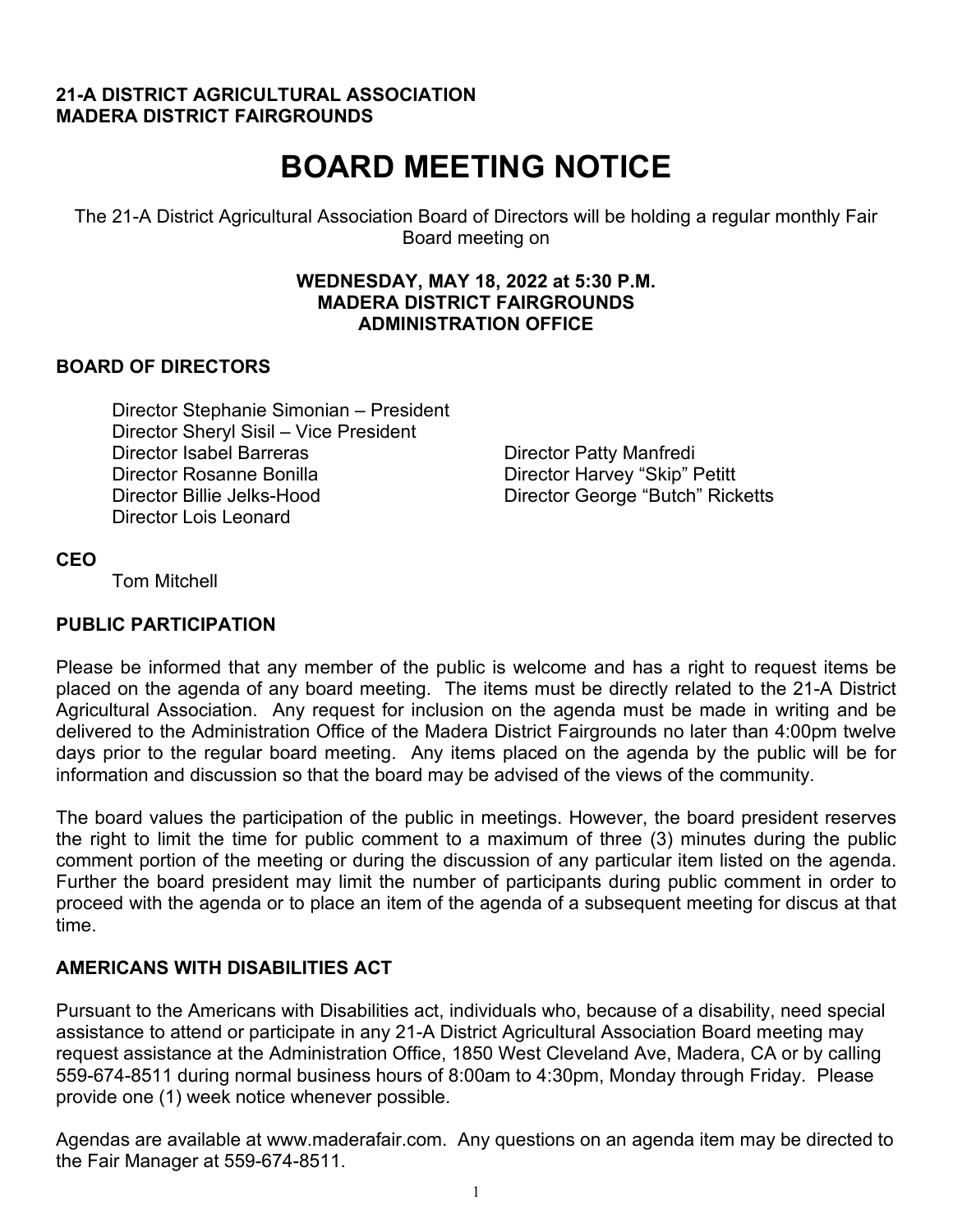**21-A DISTRICT AGRICULTURAL ASSOCIATION**
**MADERA DISTRICT FAIRGROUNDS**

# BOARD MEETING NOTICE

The 21-A District Agricultural Association Board of Directors will be holding a regular monthly Fair Board meeting on

**WEDNESDAY, MAY 18, 2022 at 5:30 P.M.**
**MADERA DISTRICT FAIRGROUNDS**
**ADMINISTRATION OFFICE**

## BOARD OF DIRECTORS

Director Stephanie Simonian – President
Director Sheryl Sisil – Vice President
Director Isabel Barreras
Director Rosanne Bonilla
Director Billie Jelks-Hood
Director Lois Leonard
Director Patty Manfredi
Director Harvey "Skip" Petitt
Director George "Butch" Ricketts

## CEO

Tom Mitchell

## PUBLIC PARTICIPATION

Please be informed that any member of the public is welcome and has a right to request items be placed on the agenda of any board meeting. The items must be directly related to the 21-A District Agricultural Association. Any request for inclusion on the agenda must be made in writing and be delivered to the Administration Office of the Madera District Fairgrounds no later than 4:00pm twelve days prior to the regular board meeting. Any items placed on the agenda by the public will be for information and discussion so that the board may be advised of the views of the community.

The board values the participation of the public in meetings. However, the board president reserves the right to limit the time for public comment to a maximum of three (3) minutes during the public comment portion of the meeting or during the discussion of any particular item listed on the agenda. Further the board president may limit the number of participants during public comment in order to proceed with the agenda or to place an item of the agenda of a subsequent meeting for discus at that time.

## AMERICANS WITH DISABILITIES ACT

Pursuant to the Americans with Disabilities act, individuals who, because of a disability, need special assistance to attend or participate in any 21-A District Agricultural Association Board meeting may request assistance at the Administration Office, 1850 West Cleveland Ave, Madera, CA or by calling 559-674-8511 during normal business hours of 8:00am to 4:30pm, Monday through Friday. Please provide one (1) week notice whenever possible.

Agendas are available at www.maderafair.com. Any questions on an agenda item may be directed to the Fair Manager at 559-674-8511.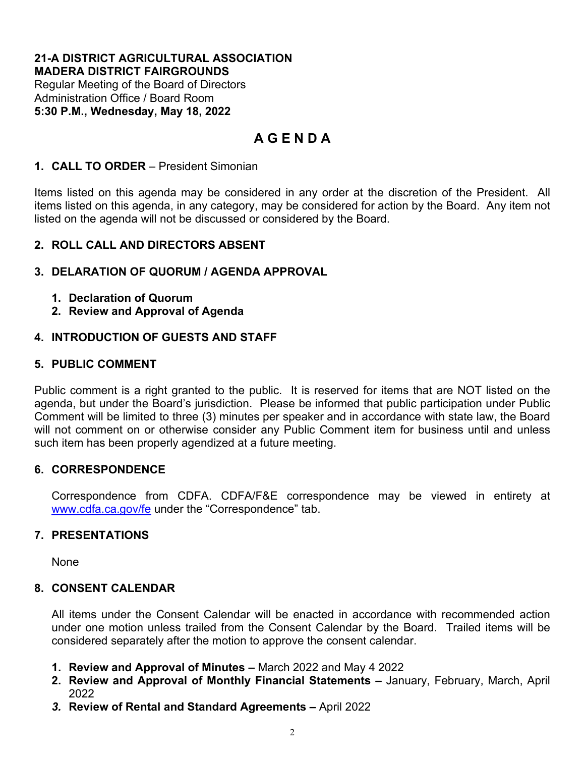**21-A DISTRICT AGRICULTURAL ASSOCIATION**
**MADERA DISTRICT FAIRGROUNDS**
Regular Meeting of the Board of Directors
Administration Office / Board Room
**5:30 P.M., Wednesday, May 18, 2022**

# A G E N D A

**1. CALL TO ORDER** – President Simonian

Items listed on this agenda may be considered in any order at the discretion of the President. All items listed on this agenda, in any category, may be considered for action by the Board. Any item not listed on the agenda will not be discussed or considered by the Board.

**2. ROLL CALL AND DIRECTORS ABSENT**

**3. DELARATION OF QUORUM / AGENDA APPROVAL**

1. **Declaration of Quorum**
2. **Review and Approval of Agenda**

**4. INTRODUCTION OF GUESTS AND STAFF**

**5. PUBLIC COMMENT**

Public comment is a right granted to the public. It is reserved for items that are NOT listed on the agenda, but under the Board's jurisdiction. Please be informed that public participation under Public Comment will be limited to three (3) minutes per speaker and in accordance with state law, the Board will not comment on or otherwise consider any Public Comment item for business until and unless such item has been properly agendized at a future meeting.

**6. CORRESPONDENCE**

Correspondence from CDFA. CDFA/F&E correspondence may be viewed in entirety at www.cdfa.ca.gov/fe under the "Correspondence" tab.

**7. PRESENTATIONS**

None

**8. CONSENT CALENDAR**

All items under the Consent Calendar will be enacted in accordance with recommended action under one motion unless trailed from the Consent Calendar by the Board. Trailed items will be considered separately after the motion to approve the consent calendar.

1. **Review and Approval of Minutes –** March 2022 and May 4 2022
2. **Review and Approval of Monthly Financial Statements –** January, February, March, April 2022
3. **Review of Rental and Standard Agreements –** April 2022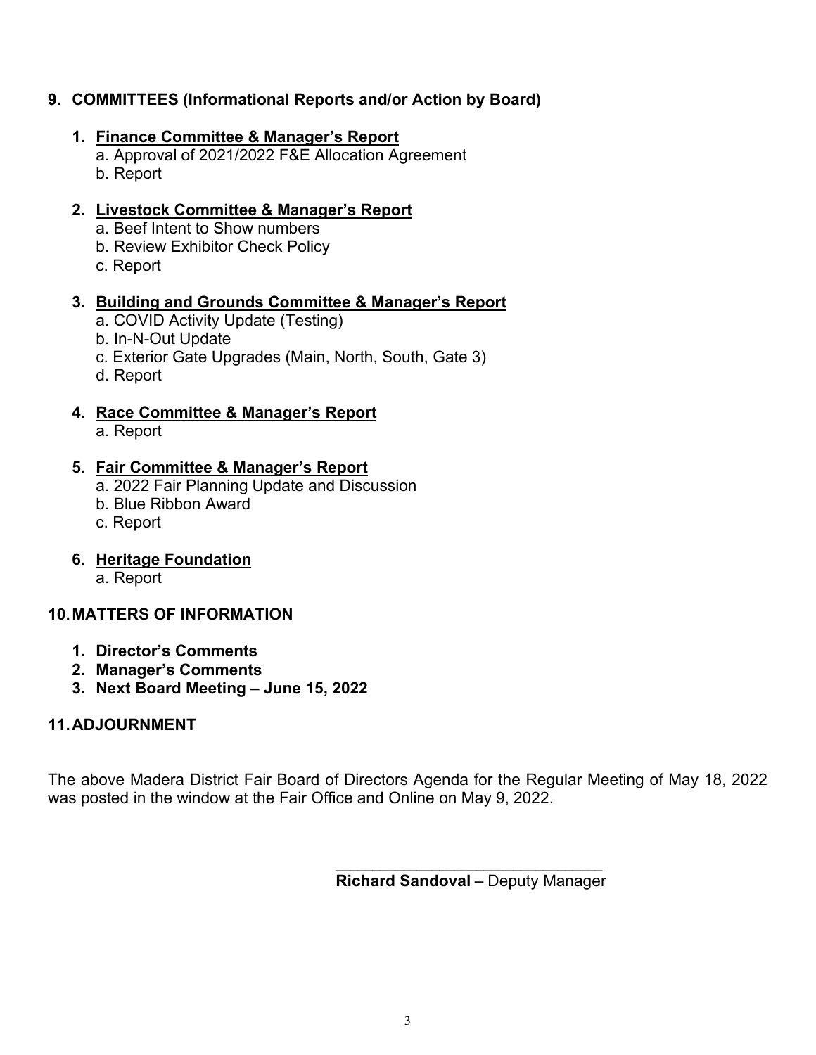## 9. COMMITTEES (Informational Reports and/or Action by Board)

1. **Finance Committee & Manager's Report**
   a. Approval of 2021/2022 F&E Allocation Agreement
   b. Report

2. **Livestock Committee & Manager's Report**
   a. Beef Intent to Show numbers
   b. Review Exhibitor Check Policy
   c. Report

3. **Building and Grounds Committee & Manager's Report**
   a. COVID Activity Update (Testing)
   b. In-N-Out Update
   c. Exterior Gate Upgrades (Main, North, South, Gate 3)
   d. Report

4. **Race Committee & Manager's Report**
   a. Report

5. **Fair Committee & Manager's Report**
   a. 2022 Fair Planning Update and Discussion
   b. Blue Ribbon Award
   c. Report

6. **Heritage Foundation**
   a. Report

## 10. MATTERS OF INFORMATION

1. **Director's Comments**
2. **Manager's Comments**
3. **Next Board Meeting – June 15, 2022**

## 11. ADJOURNMENT

The above Madera District Fair Board of Directors Agenda for the Regular Meeting of May 18, 2022 was posted in the window at the Fair Office and Online on May 9, 2022.

\_\_\_\_\_\_\_\_\_\_\_\_\_\_\_\_\_\_\_\_\_\_\_\_\_\_\_\_\_\_\_\_
**Richard Sandoval** – Deputy Manager